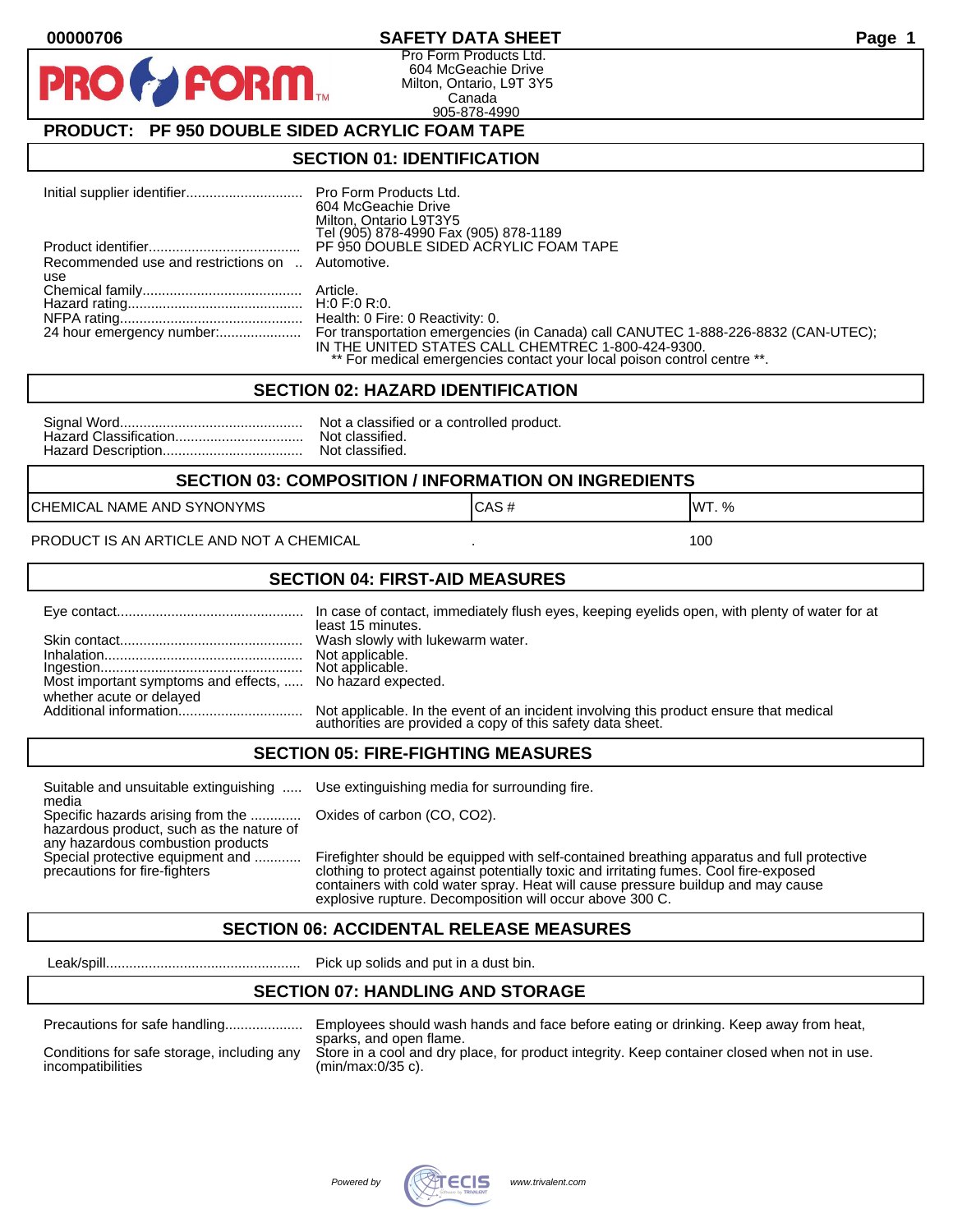# SAFETY DATA SHEET

Pro Form Products Ltd.
604 McGeachie Drive
Milton, Ontario, L9T 3Y5
Canada
905-878-4990

## PRODUCT: PF 950 DOUBLE SIDED ACRYLIC FOAM TAPE

## SECTION 01: IDENTIFICATION

| | |
|---|---|
| Initial supplier identifier | Pro Form Products Ltd. 604 McGeachie Drive Milton, Ontario L9T3Y5 Tel (905) 878-4990 Fax (905) 878-1189 |
| Product identifier | PF 950 DOUBLE SIDED ACRYLIC FOAM TAPE |
| Recommended use and restrictions on use | Automotive. |
| Chemical family | Article. |
| Hazard rating | H:0 F:0 R:0. |
| NFPA rating | Health: 0 Fire: 0 Reactivity: 0. |
| 24 hour emergency number: | For transportation emergencies (in Canada) call CANUTEC 1-888-226-8832 (CAN-UTEC); IN THE UNITED STATES CALL CHEMTREC 1-800-424-9300. ** For medical emergencies contact your local poison control centre **. |

## SECTION 02: HAZARD IDENTIFICATION

| | |
|---|---|
| Signal Word | Not a classified or a controlled product. |
| Hazard Classification | Not classified. |
| Hazard Description | Not classified. |

## SECTION 03: COMPOSITION / INFORMATION ON INGREDIENTS

| CHEMICAL NAME AND SYNONYMS | CAS # | WT. % |
|---|---|---|
| PRODUCT IS AN ARTICLE AND NOT A CHEMICAL | . | 100 |

## SECTION 04: FIRST-AID MEASURES

| | |
|---|---|
| Eye contact | In case of contact, immediately flush eyes, keeping eyelids open, with plenty of water for at least 15 minutes. |
| Skin contact | Wash slowly with lukewarm water. |
| Inhalation | Not applicable. |
| Ingestion | Not applicable. |
| Most important symptoms and effects, whether acute or delayed | No hazard expected. |
| Additional information | Not applicable. In the event of an incident involving this product ensure that medical authorities are provided a copy of this safety data sheet. |

## SECTION 05: FIRE-FIGHTING MEASURES

| | |
|---|---|
| Suitable and unsuitable extinguishing media | Use extinguishing media for surrounding fire. |
| Specific hazards arising from the hazardous product, such as the nature of any hazardous combustion products | Oxides of carbon (CO, CO2). |
| Special protective equipment and precautions for fire-fighters | Firefighter should be equipped with self-contained breathing apparatus and full protective clothing to protect against potentially toxic and irritating fumes. Cool fire-exposed containers with cold water spray. Heat will cause pressure buildup and may cause explosive rupture. Decomposition will occur above 300 C. |

## SECTION 06: ACCIDENTAL RELEASE MEASURES

| | |
|---|---|
| Leak/spill | Pick up solids and put in a dust bin. |

## SECTION 07: HANDLING AND STORAGE

| | |
|---|---|
| Precautions for safe handling | Employees should wash hands and face before eating or drinking. Keep away from heat, sparks, and open flame. |
| Conditions for safe storage, including any incompatibilities | Store in a cool and dry place, for product integrity. Keep container closed when not in use. (min/max:0/35 c). |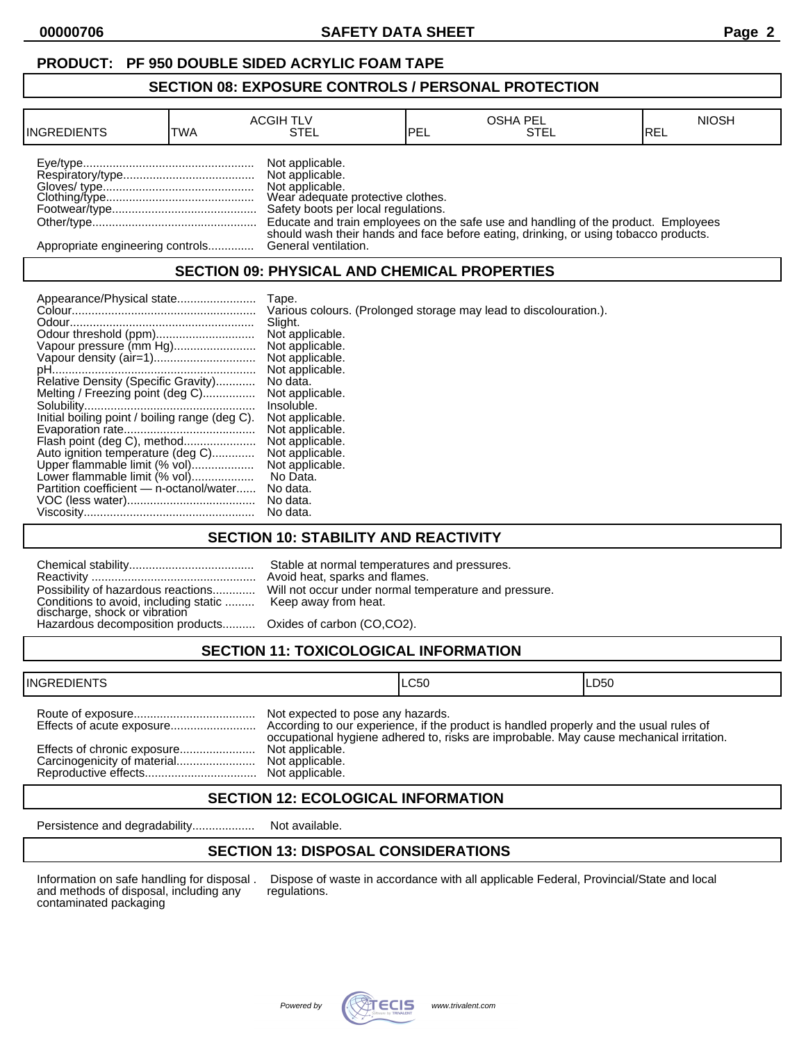## PRODUCT: PF 950 DOUBLE SIDED ACRYLIC FOAM TAPE

## SECTION 08: EXPOSURE CONTROLS / PERSONAL PROTECTION

| INGREDIENTS | ACGIH TLV TWA | ACGIH TLV STEL | OSHA PEL PEL | OSHA PEL STEL | NIOSH REL |
|---|---|---|---|---|---|

Eye/type.................................................... Not applicable.
Respiratory/type........................................ Not applicable.
Gloves/ type.............................................. Not applicable.
Clothing/type............................................. Wear adequate protective clothes.
Footwear/type............................................ Safety boots per local regulations.
Other/type.................................................. Educate and train employees on the safe use and handling of the product. Employees should wash their hands and face before eating, drinking, or using tobacco products.
Appropriate engineering controls.............. General ventilation.

## SECTION 09: PHYSICAL AND CHEMICAL PROPERTIES

Appearance/Physical state........................ Tape.
Colour........................................................ Various colours. (Prolonged storage may lead to discolouration.).
Odour......................................................... Slight.
Odour threshold (ppm).............................. Not applicable.
Vapour pressure (mm Hg)......................... Not applicable.
Vapour density (air=1)............................... Not applicable.
pH.............................................................. Not applicable.
Relative Density (Specific Gravity)............ No data.
Melting / Freezing point (deg C)................ Not applicable.
Solubility..................................................... Insoluble.
Initial boiling point / boiling range (deg C). Not applicable.
Evaporation rate........................................ Not applicable.
Flash point (deg C), method...................... Not applicable.
Auto ignition temperature (deg C)............. Not applicable.
Upper flammable limit (% vol)................... Not applicable.
Lower flammable limit (% vol)................... No Data.
Partition coefficient — n-octanol/water...... No data.
VOC (less water)....................................... No data.
Viscosity.................................................... No data.

## SECTION 10: STABILITY AND REACTIVITY

Chemical stability...................................... Stable at normal temperatures and pressures.
Reactivity .................................................. Avoid heat, sparks and flames.
Possibility of hazardous reactions............. Will not occur under normal temperature and pressure.
Conditions to avoid, including static discharge, shock or vibration ......... Keep away from heat.
Hazardous decomposition products.......... Oxides of carbon (CO,$CO_2$).

## SECTION 11: TOXICOLOGICAL INFORMATION

| INGREDIENTS | LC50 | LD50 |
|---|---|---|

Route of exposure..................................... Not expected to pose any hazards.
Effects of acute exposure.......................... According to our experience, if the product is handled properly and the usual rules of occupational hygiene adhered to, risks are improbable. May cause mechanical irritation.
Effects of chronic exposure....................... Not applicable.
Carcinogenicity of material........................ Not applicable.
Reproductive effects.................................. Not applicable.

## SECTION 12: ECOLOGICAL INFORMATION

Persistence and degradability................... Not available.

## SECTION 13: DISPOSAL CONSIDERATIONS

Information on safe handling for disposal . and methods of disposal, including any contaminated packaging — Dispose of waste in accordance with all applicable Federal, Provincial/State and local regulations.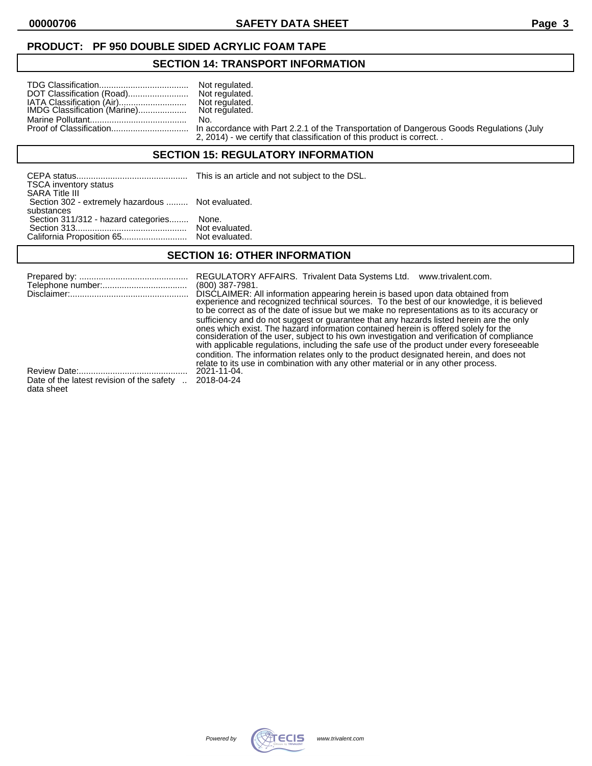**PRODUCT: PF 950 DOUBLE SIDED ACRYLIC FOAM TAPE**

## SECTION 14: TRANSPORT INFORMATION

| | |
|---|---|
| TDG Classification.................................... | Not regulated. |
| DOT Classification (Road)......................... | Not regulated. |
| IATA Classification (Air)............................ | Not regulated. |
| IMDG Classification (Marine).................... | Not regulated. |
| Marine Pollutant........................................ | No. |
| Proof of Classification................................ | In accordance with Part 2.2.1 of the Transportation of Dangerous Goods Regulations (July 2, 2014) - we certify that classification of this product is correct. . |

## SECTION 15: REGULATORY INFORMATION

| | |
|---|---|
| CEPA status............................................. | This is an article and not subject to the DSL. |
| TSCA inventory status | |
| SARA Title III | |
| Section 302 - extremely hazardous ......... substances | Not evaluated. |
| Section 311/312 - hazard categories........ | None. |
| Section 313............................................ | Not evaluated. |
| California Proposition 65.......................... | Not evaluated. |

## SECTION 16: OTHER INFORMATION

| | |
|---|---|
| Prepared by: ............................................ | REGULATORY AFFAIRS. Trivalent Data Systems Ltd. www.trivalent.com. |
| Telephone number:................................... | (800) 387-7981. |
| Disclaimer:................................................. | DISCLAIMER: All information appearing herein is based upon data obtained from experience and recognized technical sources. To the best of our knowledge, it is believed to be correct as of the date of issue but we make no representations as to its accuracy or sufficiency and do not suggest or guarantee that any hazards listed herein are the only ones which exist. The hazard information contained herein is offered solely for the consideration of the user, subject to his own investigation and verification of compliance with applicable regulations, including the safe use of the product under every foreseeable condition. The information relates only to the product designated herein, and does not relate to its use in combination with any other material or in any other process. |
| Review Date:............................................ | 2021-11-04. |
| Date of the latest revision of the safety .. data sheet | 2018-04-24 |